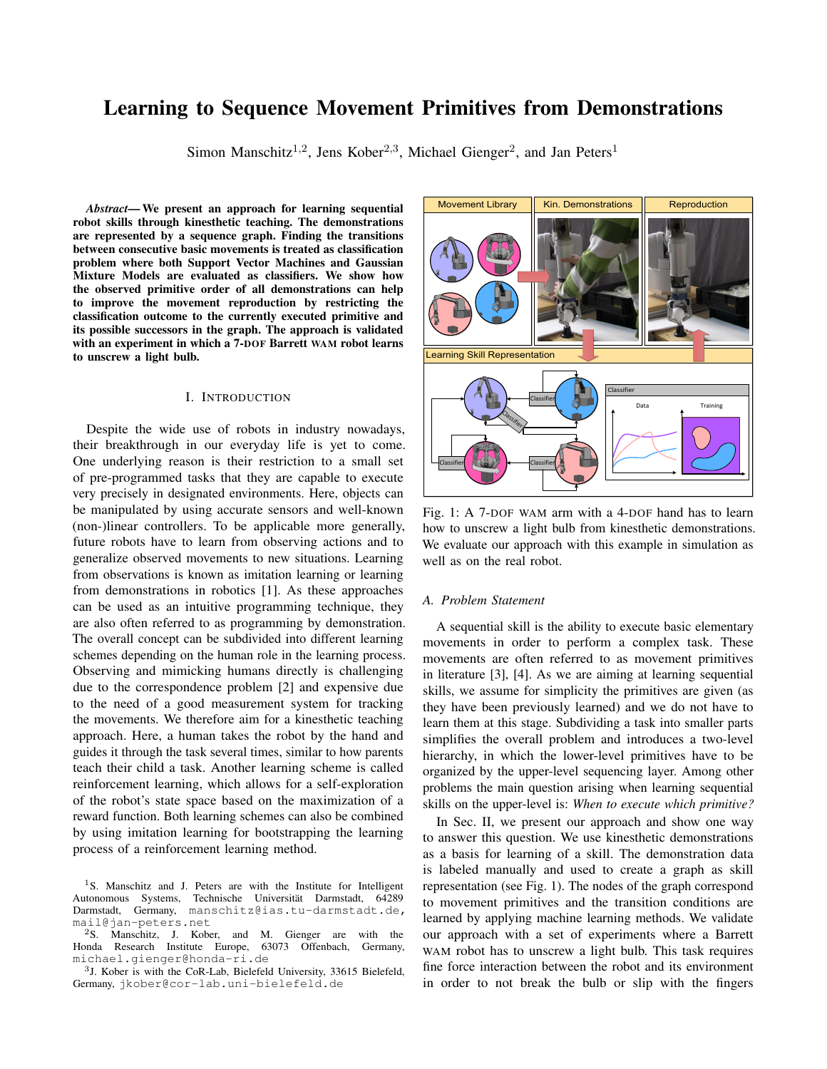# Learning to Sequence Movement Primitives from Demonstrations

Simon Manschitz[1,2], Jens Kober[2,3], Michael Gienger[2], and Jan Peters[1]

***Abstract*— We present an approach for learning sequential robot skills through kinesthetic teaching. The demonstrations are represented by a sequence graph. Finding the transitions between consecutive basic movements is treated as classification problem where both Support Vector Machines and Gaussian Mixture Models are evaluated as classifiers. We show how the observed primitive order of all demonstrations can help to improve the movement reproduction by restricting the classification outcome to the currently executed primitive and its possible successors in the graph. The approach is validated with an experiment in which a 7-DOF Barrett WAM robot learns to unscrew a light bulb.**

## I. Introduction

Despite the wide use of robots in industry nowadays, their breakthrough in our everyday life is yet to come. One underlying reason is their restriction to a small set of pre-programmed tasks that they are capable to execute very precisely in designated environments. Here, objects can be manipulated by using accurate sensors and well-known (non-)linear controllers. To be applicable more generally, future robots have to learn from observing actions and to generalize observed movements to new situations. Learning from observations is known as imitation learning or learning from demonstrations in robotics [1]. As these approaches can be used as an intuitive programming technique, they are also often referred to as programming by demonstration. The overall concept can be subdivided into different learning schemes depending on the human role in the learning process. Observing and mimicking humans directly is challenging due to the correspondence problem [2] and expensive due to the need of a good measurement system for tracking the movements. We therefore aim for a kinesthetic teaching approach. Here, a human takes the robot by the hand and guides it through the task several times, similar to how parents teach their child a task. Another learning scheme is called reinforcement learning, which allows for a self-exploration of the robot's state space based on the maximization of a reward function. Both learning schemes can also be combined by using imitation learning for bootstrapping the learning process of a reinforcement learning method.

[1]S. Manschitz and J. Peters are with the Institute for Intelligent Autonomous Systems, Technische Universität Darmstadt, 64289 Darmstadt, Germany, manschitz@ias.tu-darmstadt.de, mail@jan-peters.net

[2]S. Manschitz, J. Kober, and M. Gienger are with the Honda Research Institute Europe, 63073 Offenbach, Germany, michael.gienger@honda-ri.de

[3]J. Kober is with the CoR-Lab, Bielefeld University, 33615 Bielefeld, Germany, jkober@cor-lab.uni-bielefeld.de

Fig. 1: A 7-DOF WAM arm with a 4-DOF hand has to learn how to unscrew a light bulb from kinesthetic demonstrations. We evaluate our approach with this example in simulation as well as on the real robot.

### A. Problem Statement

A sequential skill is the ability to execute basic elementary movements in order to perform a complex task. These movements are often referred to as movement primitives in literature [3], [4]. As we are aiming at learning sequential skills, we assume for simplicity the primitives are given (as they have been previously learned) and we do not have to learn them at this stage. Subdividing a task into smaller parts simplifies the overall problem and introduces a two-level hierarchy, in which the lower-level primitives have to be organized by the upper-level sequencing layer. Among other problems the main question arising when learning sequential skills on the upper-level is: *When to execute which primitive?*

In Sec. II, we present our approach and show one way to answer this question. We use kinesthetic demonstrations as a basis for learning of a skill. The demonstration data is labeled manually and used to create a graph as skill representation (see Fig. 1). The nodes of the graph correspond to movement primitives and the transition conditions are learned by applying machine learning methods. We validate our approach with a set of experiments where a Barrett WAM robot has to unscrew a light bulb. This task requires fine force interaction between the robot and its environment in order to not break the bulb or slip with the fingers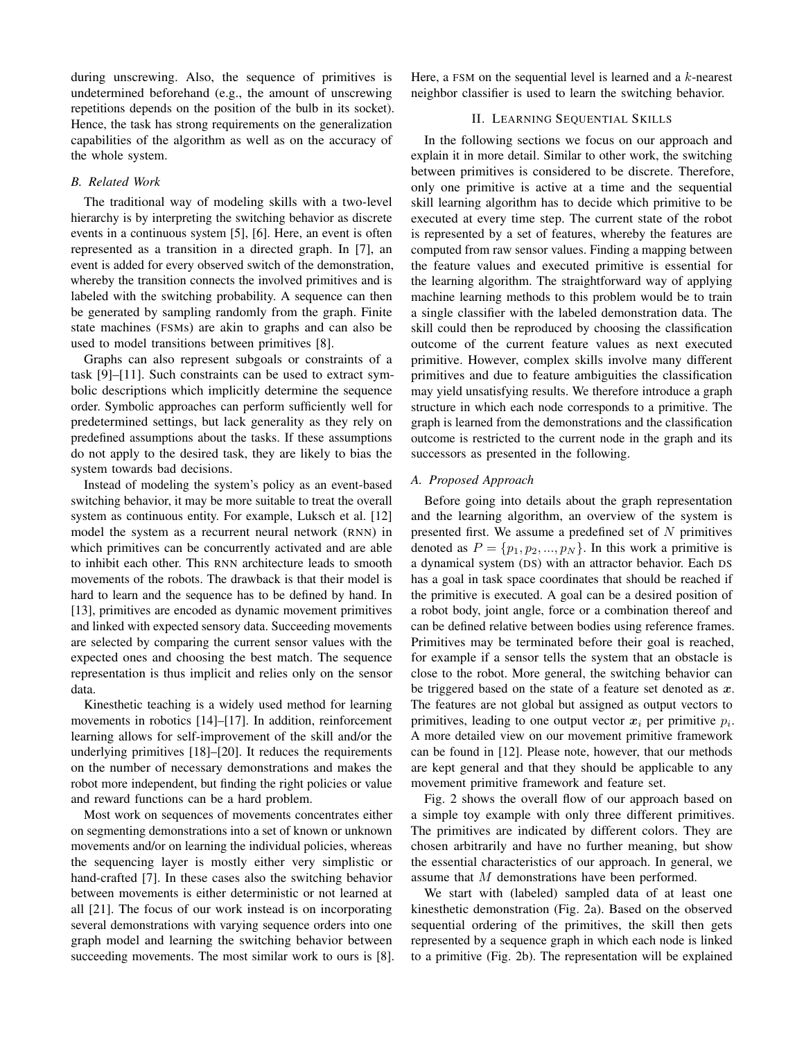during unscrewing. Also, the sequence of primitives is undetermined beforehand (e.g., the amount of unscrewing repetitions depends on the position of the bulb in its socket). Hence, the task has strong requirements on the generalization capabilities of the algorithm as well as on the accuracy of the whole system.

### B. Related Work

The traditional way of modeling skills with a two-level hierarchy is by interpreting the switching behavior as discrete events in a continuous system [5], [6]. Here, an event is often represented as a transition in a directed graph. In [7], an event is added for every observed switch of the demonstration, whereby the transition connects the involved primitives and is labeled with the switching probability. A sequence can then be generated by sampling randomly from the graph. Finite state machines (FSMs) are akin to graphs and can also be used to model transitions between primitives [8].

Graphs can also represent subgoals or constraints of a task [9]–[11]. Such constraints can be used to extract symbolic descriptions which implicitly determine the sequence order. Symbolic approaches can perform sufficiently well for predetermined settings, but lack generality as they rely on predefined assumptions about the tasks. If these assumptions do not apply to the desired task, they are likely to bias the system towards bad decisions.

Instead of modeling the system's policy as an event-based switching behavior, it may be more suitable to treat the overall system as continuous entity. For example, Luksch et al. [12] model the system as a recurrent neural network (RNN) in which primitives can be concurrently activated and are able to inhibit each other. This RNN architecture leads to smooth movements of the robots. The drawback is that their model is hard to learn and the sequence has to be defined by hand. In [13], primitives are encoded as dynamic movement primitives and linked with expected sensory data. Succeeding movements are selected by comparing the current sensor values with the expected ones and choosing the best match. The sequence representation is thus implicit and relies only on the sensor data.

Kinesthetic teaching is a widely used method for learning movements in robotics [14]–[17]. In addition, reinforcement learning allows for self-improvement of the skill and/or the underlying primitives [18]–[20]. It reduces the requirements on the number of necessary demonstrations and makes the robot more independent, but finding the right policies or value and reward functions can be a hard problem.

Most work on sequences of movements concentrates either on segmenting demonstrations into a set of known or unknown movements and/or on learning the individual policies, whereas the sequencing layer is mostly either very simplistic or hand-crafted [7]. In these cases also the switching behavior between movements is either deterministic or not learned at all [21]. The focus of our work instead is on incorporating several demonstrations with varying sequence orders into one graph model and learning the switching behavior between succeeding movements. The most similar work to ours is [8]. Here, a FSM on the sequential level is learned and a $k$-nearest neighbor classifier is used to learn the switching behavior.

## II. Learning Sequential Skills

In the following sections we focus on our approach and explain it in more detail. Similar to other work, the switching between primitives is considered to be discrete. Therefore, only one primitive is active at a time and the sequential skill learning algorithm has to decide which primitive to be executed at every time step. The current state of the robot is represented by a set of features, whereby the features are computed from raw sensor values. Finding a mapping between the feature values and executed primitive is essential for the learning algorithm. The straightforward way of applying machine learning methods to this problem would be to train a single classifier with the labeled demonstration data. The skill could then be reproduced by choosing the classification outcome of the current feature values as next executed primitive. However, complex skills involve many different primitives and due to feature ambiguities the classification may yield unsatisfying results. We therefore introduce a graph structure in which each node corresponds to a primitive. The graph is learned from the demonstrations and the classification outcome is restricted to the current node in the graph and its successors as presented in the following.

### A. Proposed Approach

Before going into details about the graph representation and the learning algorithm, an overview of the system is presented first. We assume a predefined set of $N$ primitives denoted as $P = \{p_1, p_2, ..., p_N\}$. In this work a primitive is a dynamical system (DS) with an attractor behavior. Each DS has a goal in task space coordinates that should be reached if the primitive is executed. A goal can be a desired position of a robot body, joint angle, force or a combination thereof and can be defined relative between bodies using reference frames. Primitives may be terminated before their goal is reached, for example if a sensor tells the system that an obstacle is close to the robot. More general, the switching behavior can be triggered based on the state of a feature set denoted as $\boldsymbol{x}$. The features are not global but assigned as output vectors to primitives, leading to one output vector $\boldsymbol{x}_i$ per primitive $p_i$. A more detailed view on our movement primitive framework can be found in [12]. Please note, however, that our methods are kept general and that they should be applicable to any movement primitive framework and feature set.

Fig. 2 shows the overall flow of our approach based on a simple toy example with only three different primitives. The primitives are indicated by different colors. They are chosen arbitrarily and have no further meaning, but show the essential characteristics of our approach. In general, we assume that $M$ demonstrations have been performed.

We start with (labeled) sampled data of at least one kinesthetic demonstration (Fig. 2a). Based on the observed sequential ordering of the primitives, the skill then gets represented by a sequence graph in which each node is linked to a primitive (Fig. 2b). The representation will be explained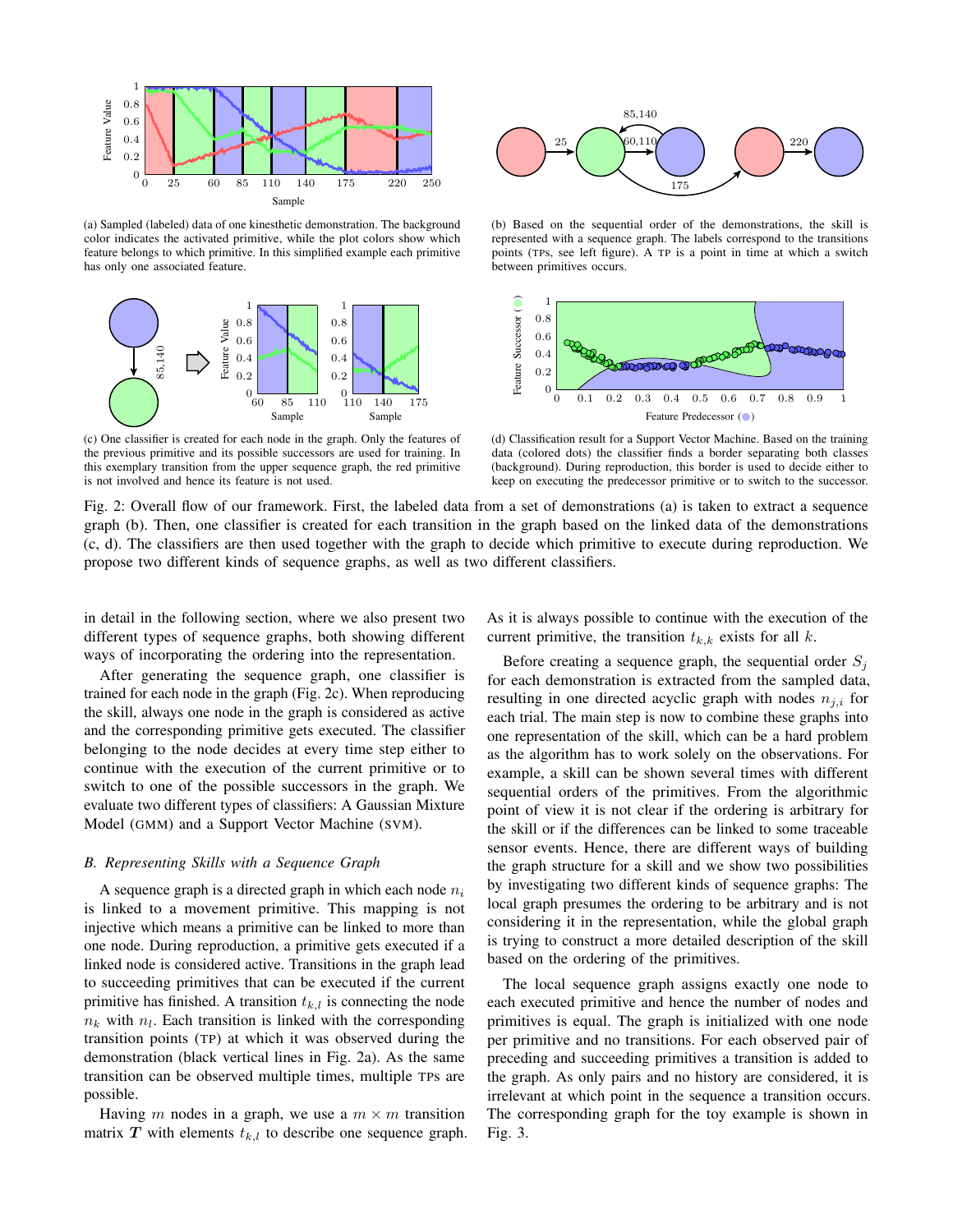(a) Sampled (labeled) data of one kinesthetic demonstration. The background color indicates the activated primitive, while the plot colors show which feature belongs to which primitive. In this simplified example each primitive has only one associated feature.

(b) Based on the sequential order of the demonstrations, the skill is represented with a sequence graph. The labels correspond to the transitions points (TPs, see left figure). A TP is a point in time at which a switch between primitives occurs.

(c) One classifier is created for each node in the graph. Only the features of the previous primitive and its possible successors are used for training. In this exemplary transition from the upper sequence graph, the red primitive is not involved and hence its feature is not used.

(d) Classification result for a Support Vector Machine. Based on the training data (colored dots) the classifier finds a border separating both classes (background). During reproduction, this border is used to decide either to keep on executing the predecessor primitive or to switch to the successor.

Fig. 2: Overall flow of our framework. First, the labeled data from a set of demonstrations (a) is taken to extract a sequence graph (b). Then, one classifier is created for each transition in the graph based on the linked data of the demonstrations (c, d). The classifiers are then used together with the graph to decide which primitive to execute during reproduction. We propose two different kinds of sequence graphs, as well as two different classifiers.

in detail in the following section, where we also present two different types of sequence graphs, both showing different ways of incorporating the ordering into the representation.

After generating the sequence graph, one classifier is trained for each node in the graph (Fig. 2c). When reproducing the skill, always one node in the graph is considered as active and the corresponding primitive gets executed. The classifier belonging to the node decides at every time step either to continue with the execution of the current primitive or to switch to one of the possible successors in the graph. We evaluate two different types of classifiers: A Gaussian Mixture Model (GMM) and a Support Vector Machine (SVM).

### B. Representing Skills with a Sequence Graph

A sequence graph is a directed graph in which each node $n_i$ is linked to a movement primitive. This mapping is not injective which means a primitive can be linked to more than one node. During reproduction, a primitive gets executed if a linked node is considered active. Transitions in the graph lead to succeeding primitives that can be executed if the current primitive has finished. A transition $t_{k,l}$ is connecting the node $n_k$ with $n_l$. Each transition is linked with the corresponding transition points (TP) at which it was observed during the demonstration (black vertical lines in Fig. 2a). As the same transition can be observed multiple times, multiple TPs are possible.

Having $m$ nodes in a graph, we use a $m \times m$ transition matrix $\boldsymbol{T}$ with elements $t_{k,l}$ to describe one sequence graph. As it is always possible to continue with the execution of the current primitive, the transition $t_{k,k}$ exists for all $k$.

Before creating a sequence graph, the sequential order $S_j$ for each demonstration is extracted from the sampled data, resulting in one directed acyclic graph with nodes $n_{j,i}$ for each trial. The main step is now to combine these graphs into one representation of the skill, which can be a hard problem as the algorithm has to work solely on the observations. For example, a skill can be shown several times with different sequential orders of the primitives. From the algorithmic point of view it is not clear if the ordering is arbitrary for the skill or if the differences can be linked to some traceable sensor events. Hence, there are different ways of building the graph structure for a skill and we show two possibilities by investigating two different kinds of sequence graphs: The local graph presumes the ordering to be arbitrary and is not considering it in the representation, while the global graph is trying to construct a more detailed description of the skill based on the ordering of the primitives.

The local sequence graph assigns exactly one node to each executed primitive and hence the number of nodes and primitives is equal. The graph is initialized with one node per primitive and no transitions. For each observed pair of preceding and succeeding primitives a transition is added to the graph. As only pairs and no history are considered, it is irrelevant at which point in the sequence a transition occurs. The corresponding graph for the toy example is shown in Fig. 3.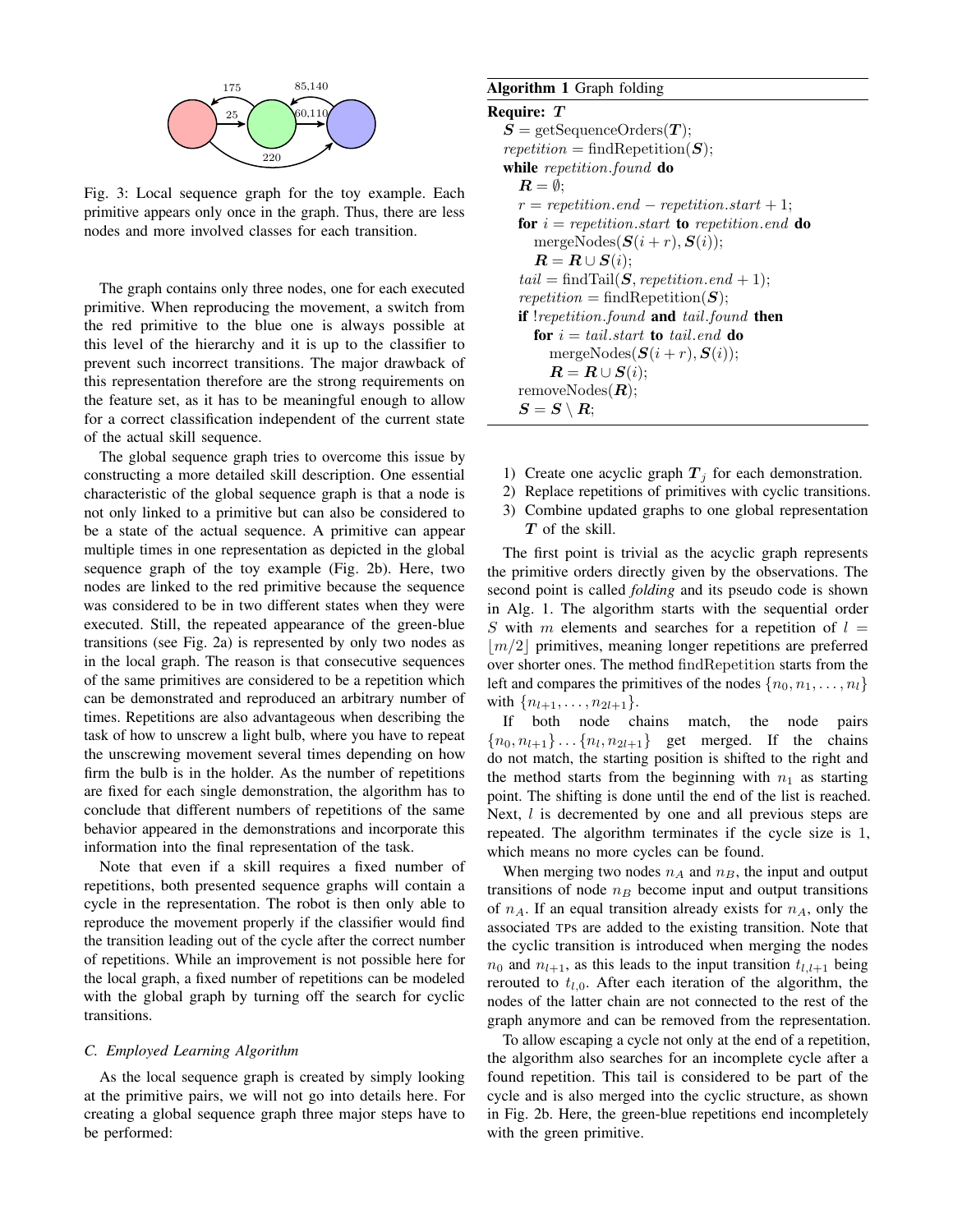175

25

85,140

60,110

220

Fig. 3: Local sequence graph for the toy example. Each primitive appears only once in the graph. Thus, there are less nodes and more involved classes for each transition.

The graph contains only three nodes, one for each executed primitive. When reproducing the movement, a switch from the red primitive to the blue one is always possible at this level of the hierarchy and it is up to the classifier to prevent such incorrect transitions. The major drawback of this representation therefore are the strong requirements on the feature set, as it has to be meaningful enough to allow for a correct classification independent of the current state of the actual skill sequence.

The global sequence graph tries to overcome this issue by constructing a more detailed skill description. One essential characteristic of the global sequence graph is that a node is not only linked to a primitive but can also be considered to be a state of the actual sequence. A primitive can appear multiple times in one representation as depicted in the global sequence graph of the toy example (Fig. 2b). Here, two nodes are linked to the red primitive because the sequence was considered to be in two different states when they were executed. Still, the repeated appearance of the green-blue transitions (see Fig. 2a) is represented by only two nodes as in the local graph. The reason is that consecutive sequences of the same primitives are considered to be a repetition which can be demonstrated and reproduced an arbitrary number of times. Repetitions are also advantageous when describing the task of how to unscrew a light bulb, where you have to repeat the unscrewing movement several times depending on how firm the bulb is in the holder. As the number of repetitions are fixed for each single demonstration, the algorithm has to conclude that different numbers of repetitions of the same behavior appeared in the demonstrations and incorporate this information into the final representation of the task.

Note that even if a skill requires a fixed number of repetitions, both presented sequence graphs will contain a cycle in the representation. The robot is then only able to reproduce the movement properly if the classifier would find the transition leading out of the cycle after the correct number of repetitions. While an improvement is not possible here for the local graph, a fixed number of repetitions can be modeled with the global graph by turning off the search for cyclic transitions.

### C. Employed Learning Algorithm

As the local sequence graph is created by simply looking at the primitive pairs, we will not go into details here. For creating a global sequence graph three major steps have to be performed:

**Algorithm 1** Graph folding

**Require:** $\boldsymbol{T}$

$\boldsymbol{S} = \text{getSequenceOrders}(\boldsymbol{T})$;
$repetition = \text{findRepetition}(\boldsymbol{S})$;
**while** $repetition.found$ **do**
  $\boldsymbol{R} = \emptyset$;
  $r = repetition.end - repetition.start + 1$;
  **for** $i = repetition.start$ **to** $repetition.end$ **do**
    $\text{mergeNodes}(\boldsymbol{S}(i+r), \boldsymbol{S}(i))$;
    $\boldsymbol{R} = \boldsymbol{R} \cup \boldsymbol{S}(i)$;
  $tail = \text{findTail}(\boldsymbol{S}, repetition.end + 1)$;
  $repetition = \text{findRepetition}(\boldsymbol{S})$;
  **if** $!repetition.found$ **and** $tail.found$ **then**
    **for** $i = tail.start$ **to** $tail.end$ **do**
      $\text{mergeNodes}(\boldsymbol{S}(i+r), \boldsymbol{S}(i))$;
      $\boldsymbol{R} = \boldsymbol{R} \cup \boldsymbol{S}(i)$;
  $\text{removeNodes}(\boldsymbol{R})$;
  $\boldsymbol{S} = \boldsymbol{S} \setminus \boldsymbol{R}$;

1) Create one acyclic graph $\boldsymbol{T}_j$ for each demonstration.
2) Replace repetitions of primitives with cyclic transitions.
3) Combine updated graphs to one global representation $\boldsymbol{T}$ of the skill.

The first point is trivial as the acyclic graph represents the primitive orders directly given by the observations. The second point is called *folding* and its pseudo code is shown in Alg. 1. The algorithm starts with the sequential order $S$ with $m$ elements and searches for a repetition of $l = \lfloor m/2 \rfloor$ primitives, meaning longer repetitions are preferred over shorter ones. The method findRepetition starts from the left and compares the primitives of the nodes $\{n_0, n_1, \ldots, n_l\}$ with $\{n_{l+1}, \ldots, n_{2l+1}\}$.

If both node chains match, the node pairs $\{n_0, n_{l+1}\} \ldots \{n_l, n_{2l+1}\}$ get merged. If the chains do not match, the starting position is shifted to the right and the method starts from the beginning with $n_1$ as starting point. The shifting is done until the end of the list is reached. Next, $l$ is decremented by one and all previous steps are repeated. The algorithm terminates if the cycle size is 1, which means no more cycles can be found.

When merging two nodes $n_A$ and $n_B$, the input and output transitions of node $n_B$ become input and output transitions of $n_A$. If an equal transition already exists for $n_A$, only the associated TPs are added to the existing transition. Note that the cyclic transition is introduced when merging the nodes $n_0$ and $n_{l+1}$, as this leads to the input transition $t_{l,l+1}$ being rerouted to $t_{l,0}$. After each iteration of the algorithm, the nodes of the latter chain are not connected to the rest of the graph anymore and can be removed from the representation.

To allow escaping a cycle not only at the end of a repetition, the algorithm also searches for an incomplete cycle after a found repetition. This tail is considered to be part of the cycle and is also merged into the cyclic structure, as shown in Fig. 2b. Here, the green-blue repetitions end incompletely with the green primitive.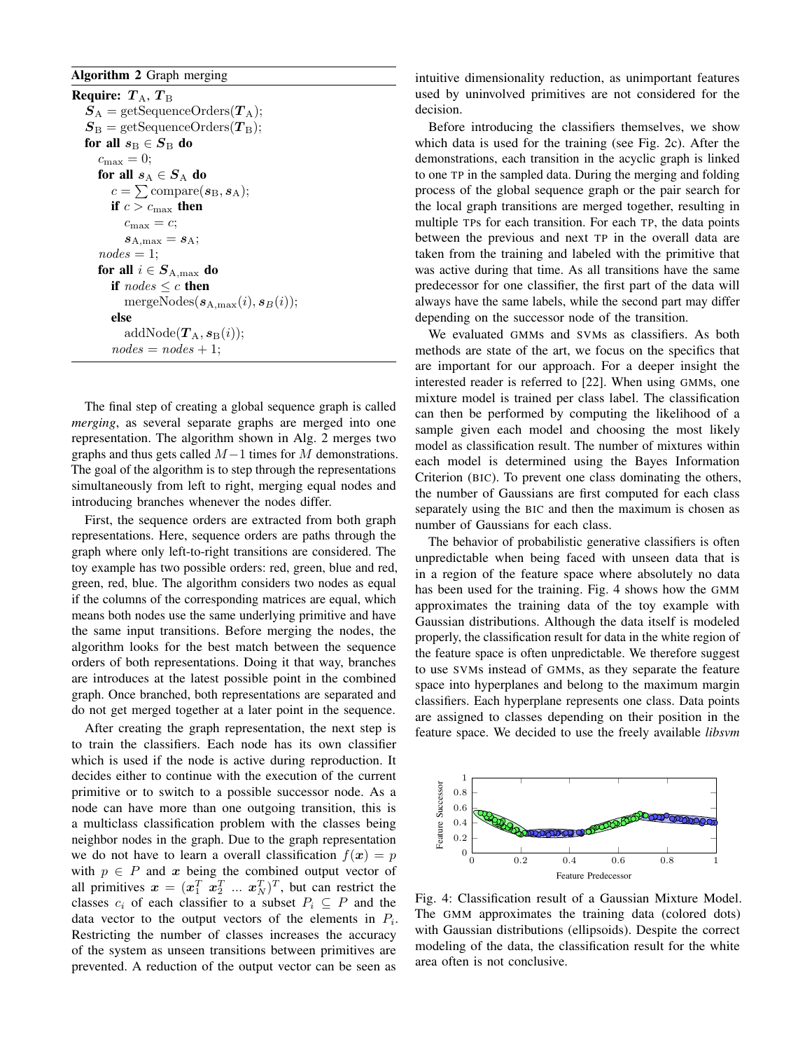**Algorithm 2** Graph merging

```
Require: T_A, T_B
  S_A = getSequenceOrders(T_A);
  S_B = getSequenceOrders(T_B);
  for all s_B ∈ S_B do
    c_max = 0;
    for all s_A ∈ S_A do
      c = Σ compare(s_B, s_A);
      if c > c_max then
        c_max = c;
        s_A,max = s_A;
    nodes = 1;
    for all i ∈ S_A,max do
      if nodes ≤ c then
        mergeNodes(s_A,max(i), s_B(i));
      else
        addNode(T_A, s_B(i));
      nodes = nodes + 1;
```

The final step of creating a global sequence graph is called *merging*, as several separate graphs are merged into one representation. The algorithm shown in Alg. 2 merges two graphs and thus gets called $M-1$ times for $M$ demonstrations. The goal of the algorithm is to step through the representations simultaneously from left to right, merging equal nodes and introducing branches whenever the nodes differ.

First, the sequence orders are extracted from both graph representations. Here, sequence orders are paths through the graph where only left-to-right transitions are considered. The toy example has two possible orders: red, green, blue and red, green, red, blue. The algorithm considers two nodes as equal if the columns of the corresponding matrices are equal, which means both nodes use the same underlying primitive and have the same input transitions. Before merging the nodes, the algorithm looks for the best match between the sequence orders of both representations. Doing it that way, branches are introduces at the latest possible point in the combined graph. Once branched, both representations are separated and do not get merged together at a later point in the sequence.

After creating the graph representation, the next step is to train the classifiers. Each node has its own classifier which is used if the node is active during reproduction. It decides either to continue with the execution of the current primitive or to switch to a possible successor node. As a node can have more than one outgoing transition, this is a multiclass classification problem with the classes being neighbor nodes in the graph. Due to the graph representation we do not have to learn a overall classification $f(\boldsymbol{x}) = p$ with $p \in P$ and $\boldsymbol{x}$ being the combined output vector of all primitives $\boldsymbol{x} = (\boldsymbol{x}_1^T \ \boldsymbol{x}_2^T \ \dots \ \boldsymbol{x}_N^T)^T$, but can restrict the classes $c_i$ of each classifier to a subset $P_i \subseteq P$ and the data vector to the output vectors of the elements in $P_i$. Restricting the number of classes increases the accuracy of the system as unseen transitions between primitives are prevented. A reduction of the output vector can be seen as intuitive dimensionality reduction, as unimportant features used by uninvolved primitives are not considered for the decision.

Before introducing the classifiers themselves, we show which data is used for the training (see Fig. 2c). After the demonstrations, each transition in the acyclic graph is linked to one TP in the sampled data. During the merging and folding process of the global sequence graph or the pair search for the local graph transitions are merged together, resulting in multiple TPs for each transition. For each TP, the data points between the previous and next TP in the overall data are taken from the training and labeled with the primitive that was active during that time. As all transitions have the same predecessor for one classifier, the first part of the data will always have the same labels, while the second part may differ depending on the successor node of the transition.

We evaluated GMMs and SVMs as classifiers. As both methods are state of the art, we focus on the specifics that are important for our approach. For a deeper insight the interested reader is referred to [22]. When using GMMs, one mixture model is trained per class label. The classification can then be performed by computing the likelihood of a sample given each model and choosing the most likely model as classification result. The number of mixtures within each model is determined using the Bayes Information Criterion (BIC). To prevent one class dominating the others, the number of Gaussians are first computed for each class separately using the BIC and then the maximum is chosen as number of Gaussians for each class.

The behavior of probabilistic generative classifiers is often unpredictable when being faced with unseen data that is in a region of the feature space where absolutely no data has been used for the training. Fig. 4 shows how the GMM approximates the training data of the toy example with Gaussian distributions. Although the data itself is modeled properly, the classification result for data in the white region of the feature space is often unpredictable. We therefore suggest to use SVMs instead of GMMs, as they separate the feature space into hyperplanes and belong to the maximum margin classifiers. Each hyperplane represents one class. Data points are assigned to classes depending on their position in the feature space. We decided to use the freely available *libsvm*

Fig. 4: Classification result of a Gaussian Mixture Model. The GMM approximates the training data (colored dots) with Gaussian distributions (ellipsoids). Despite the correct modeling of the data, the classification result for the white area often is not conclusive.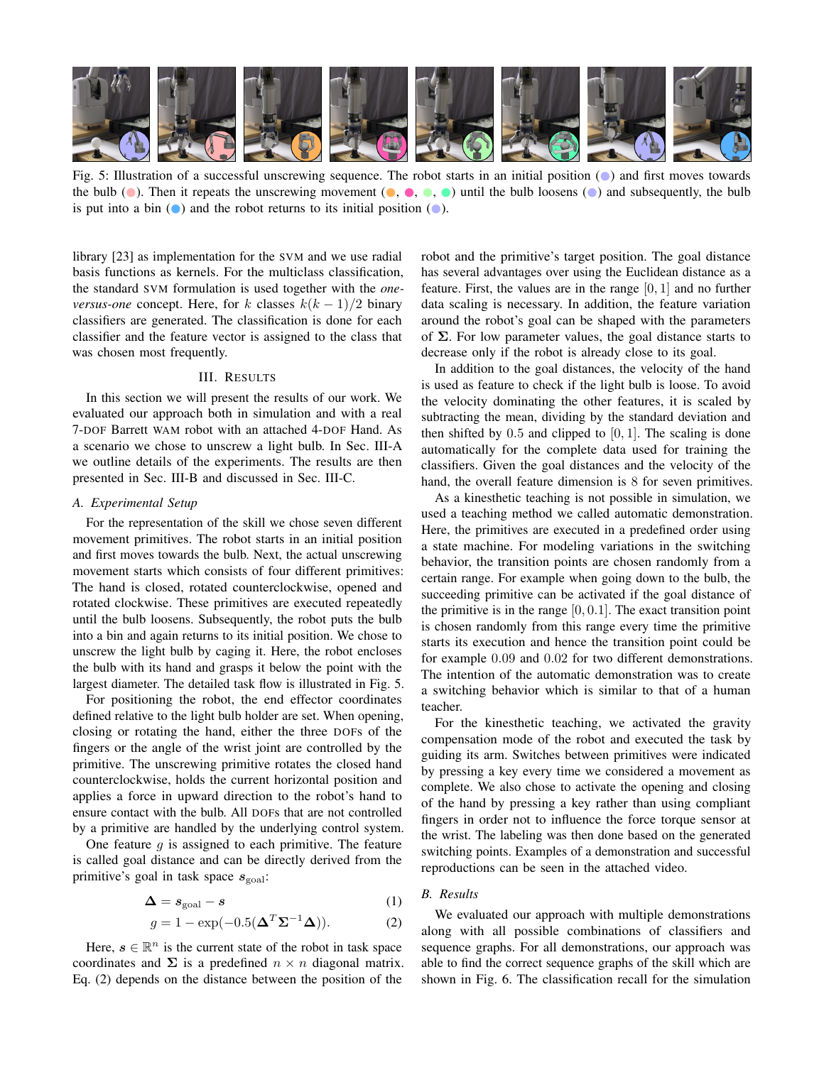Fig. 5: Illustration of a successful unscrewing sequence. The robot starts in an initial position (●) and first moves towards the bulb (●). Then it repeats the unscrewing movement (●, ●, ●, ●) until the bulb loosens (●) and subsequently, the bulb is put into a bin (●) and the robot returns to its initial position (●).

library [23] as implementation for the SVM and we use radial basis functions as kernels. For the multiclass classification, the standard SVM formulation is used together with the *one-versus-one* concept. Here, for $k$ classes $k(k-1)/2$ binary classifiers are generated. The classification is done for each classifier and the feature vector is assigned to the class that was chosen most frequently.

## III. Results

In this section we will present the results of our work. We evaluated our approach both in simulation and with a real 7-DOF Barrett WAM robot with an attached 4-DOF Hand. As a scenario we chose to unscrew a light bulb. In Sec. III-A we outline details of the experiments. The results are then presented in Sec. III-B and discussed in Sec. III-C.

### A. Experimental Setup

For the representation of the skill we chose seven different movement primitives. The robot starts in an initial position and first moves towards the bulb. Next, the actual unscrewing movement starts which consists of four different primitives: The hand is closed, rotated counterclockwise, opened and rotated clockwise. These primitives are executed repeatedly until the bulb loosens. Subsequently, the robot puts the bulb into a bin and again returns to its initial position. We chose to unscrew the light bulb by caging it. Here, the robot encloses the bulb with its hand and grasps it below the point with the largest diameter. The detailed task flow is illustrated in Fig. 5.

For positioning the robot, the end effector coordinates defined relative to the light bulb holder are set. When opening, closing or rotating the hand, either the three DOFs of the fingers or the angle of the wrist joint are controlled by the primitive. The unscrewing primitive rotates the closed hand counterclockwise, holds the current horizontal position and applies a force in upward direction to the robot's hand to ensure contact with the bulb. All DOFs that are not controlled by a primitive are handled by the underlying control system.

One feature $g$ is assigned to each primitive. The feature is called goal distance and can be directly derived from the primitive's goal in task space $\boldsymbol{s}_{\text{goal}}$:

$$\boldsymbol{\Delta} = \boldsymbol{s}_{\text{goal}} - \boldsymbol{s} \tag{1}$$

$$g = 1 - \exp(-0.5(\boldsymbol{\Delta}^T \boldsymbol{\Sigma}^{-1} \boldsymbol{\Delta})). \tag{2}$$

Here, $\boldsymbol{s} \in \mathbb{R}^n$ is the current state of the robot in task space coordinates and $\boldsymbol{\Sigma}$ is a predefined $n \times n$ diagonal matrix. Eq. (2) depends on the distance between the position of the robot and the primitive's target position. The goal distance has several advantages over using the Euclidean distance as a feature. First, the values are in the range $[0, 1]$ and no further data scaling is necessary. In addition, the feature variation around the robot's goal can be shaped with the parameters of $\boldsymbol{\Sigma}$. For low parameter values, the goal distance starts to decrease only if the robot is already close to its goal.

In addition to the goal distances, the velocity of the hand is used as feature to check if the light bulb is loose. To avoid the velocity dominating the other features, it is scaled by subtracting the mean, dividing by the standard deviation and then shifted by $0.5$ and clipped to $[0, 1]$. The scaling is done automatically for the complete data used for training the classifiers. Given the goal distances and the velocity of the hand, the overall feature dimension is $8$ for seven primitives.

As a kinesthetic teaching is not possible in simulation, we used a teaching method we called automatic demonstration. Here, the primitives are executed in a predefined order using a state machine. For modeling variations in the switching behavior, the transition points are chosen randomly from a certain range. For example when going down to the bulb, the succeeding primitive can be activated if the goal distance of the primitive is in the range $[0, 0.1]$. The exact transition point is chosen randomly from this range every time the primitive starts its execution and hence the transition point could be for example $0.09$ and $0.02$ for two different demonstrations. The intention of the automatic demonstration was to create a switching behavior which is similar to that of a human teacher.

For the kinesthetic teaching, we activated the gravity compensation mode of the robot and executed the task by guiding its arm. Switches between primitives were indicated by pressing a key every time we considered a movement as complete. We also chose to activate the opening and closing of the hand by pressing a key rather than using compliant fingers in order not to influence the force torque sensor at the wrist. The labeling was then done based on the generated switching points. Examples of a demonstration and successful reproductions can be seen in the attached video.

### B. Results

We evaluated our approach with multiple demonstrations along with all possible combinations of classifiers and sequence graphs. For all demonstrations, our approach was able to find the correct sequence graphs of the skill which are shown in Fig. 6. The classification recall for the simulation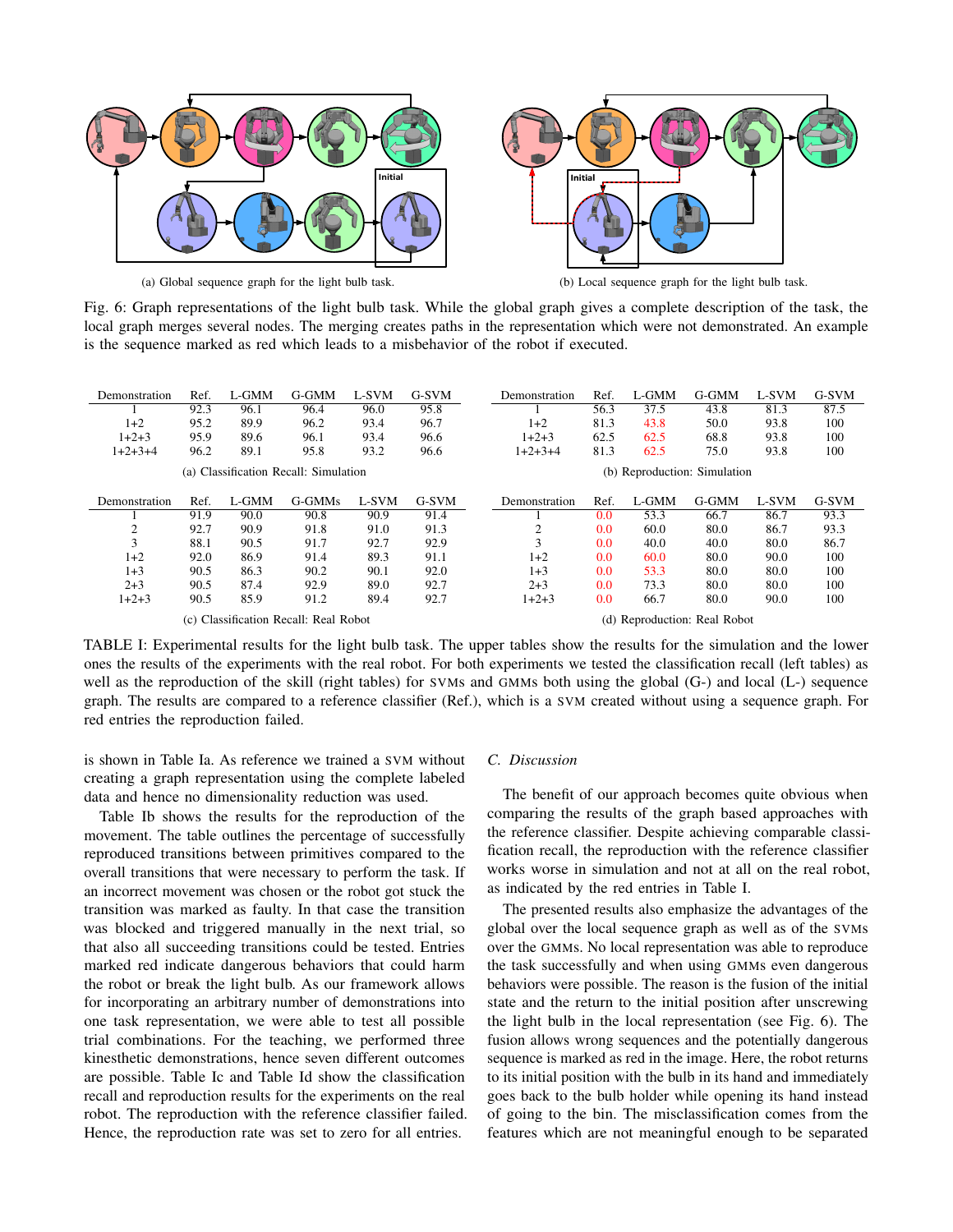(a) Global sequence graph for the light bulb task.

(b) Local sequence graph for the light bulb task.

Fig. 6: Graph representations of the light bulb task. While the global graph gives a complete description of the task, the local graph merges several nodes. The merging creates paths in the representation which were not demonstrated. An example is the sequence marked as red which leads to a misbehavior of the robot if executed.

| Demonstration | Ref. | L-GMM | G-GMM | L-SVM | G-SVM |
|---|---|---|---|---|---|
| 1 | 92.3 | 96.1 | 96.4 | 96.0 | 95.8 |
| 1+2 | 95.2 | 89.9 | 96.2 | 93.4 | 96.7 |
| 1+2+3 | 95.9 | 89.6 | 96.1 | 93.4 | 96.6 |
| 1+2+3+4 | 96.2 | 89.1 | 95.8 | 93.2 | 96.6 |

(a) Classification Recall: Simulation

| Demonstration | Ref. | L-GMM | G-GMM | L-SVM | G-SVM |
|---|---|---|---|---|---|
| 1 | 56.3 | 37.5 | 43.8 | 81.3 | 87.5 |
| 1+2 | 81.3 | 43.8 | 50.0 | 93.8 | 100 |
| 1+2+3 | 62.5 | 62.5 | 68.8 | 93.8 | 100 |
| 1+2+3+4 | 81.3 | 62.5 | 75.0 | 93.8 | 100 |

(b) Reproduction: Simulation

| Demonstration | Ref. | L-GMM | G-GMMs | L-SVM | G-SVM |
|---|---|---|---|---|---|
| 1 | 91.9 | 90.0 | 90.8 | 90.9 | 91.4 |
| 2 | 92.7 | 90.9 | 91.8 | 91.0 | 91.3 |
| 3 | 88.1 | 90.5 | 91.7 | 92.7 | 92.9 |
| 1+2 | 92.0 | 86.9 | 91.4 | 89.3 | 91.1 |
| 1+3 | 90.5 | 86.3 | 90.2 | 90.1 | 92.0 |
| 2+3 | 90.5 | 87.4 | 92.9 | 89.0 | 92.7 |
| 1+2+3 | 90.5 | 85.9 | 91.2 | 89.4 | 92.7 |

(c) Classification Recall: Real Robot

| Demonstration | Ref. | L-GMM | G-GMM | L-SVM | G-SVM |
|---|---|---|---|---|---|
| 1 | 0.0 | 53.3 | 66.7 | 86.7 | 93.3 |
| 2 | 0.0 | 60.0 | 80.0 | 86.7 | 93.3 |
| 3 | 0.0 | 40.0 | 40.0 | 80.0 | 86.7 |
| 1+2 | 0.0 | 60.0 | 80.0 | 90.0 | 100 |
| 1+3 | 0.0 | 53.3 | 80.0 | 80.0 | 100 |
| 2+3 | 0.0 | 73.3 | 80.0 | 80.0 | 100 |
| 1+2+3 | 0.0 | 66.7 | 80.0 | 90.0 | 100 |

(d) Reproduction: Real Robot

TABLE I: Experimental results for the light bulb task. The upper tables show the results for the simulation and the lower ones the results of the experiments with the real robot. For both experiments we tested the classification recall (left tables) as well as the reproduction of the skill (right tables) for SVMs and GMMs both using the global (G-) and local (L-) sequence graph. The results are compared to a reference classifier (Ref.), which is a SVM created without using a sequence graph. For red entries the reproduction failed.

is shown in Table Ia. As reference we trained a SVM without creating a graph representation using the complete labeled data and hence no dimensionality reduction was used.

Table Ib shows the results for the reproduction of the movement. The table outlines the percentage of successfully reproduced transitions between primitives compared to the overall transitions that were necessary to perform the task. If an incorrect movement was chosen or the robot got stuck the transition was marked as faulty. In that case the transition was blocked and triggered manually in the next trial, so that also all succeeding transitions could be tested. Entries marked red indicate dangerous behaviors that could harm the robot or break the light bulb. As our framework allows for incorporating an arbitrary number of demonstrations into one task representation, we were able to test all possible trial combinations. For the teaching, we performed three kinesthetic demonstrations, hence seven different outcomes are possible. Table Ic and Table Id show the classification recall and reproduction results for the experiments on the real robot. The reproduction with the reference classifier failed. Hence, the reproduction rate was set to zero for all entries.

### C. Discussion

The benefit of our approach becomes quite obvious when comparing the results of the graph based approaches with the reference classifier. Despite achieving comparable classification recall, the reproduction with the reference classifier works worse in simulation and not at all on the real robot, as indicated by the red entries in Table I.

The presented results also emphasize the advantages of the global over the local sequence graph as well as of the SVMs over the GMMs. No local representation was able to reproduce the task successfully and when using GMMs even dangerous behaviors were possible. The reason is the fusion of the initial state and the return to the initial position after unscrewing the light bulb in the local representation (see Fig. 6). The fusion allows wrong sequences and the potentially dangerous sequence is marked as red in the image. Here, the robot returns to its initial position with the bulb in its hand and immediately goes back to the bulb holder while opening its hand instead of going to the bin. The misclassification comes from the features which are not meaningful enough to be separated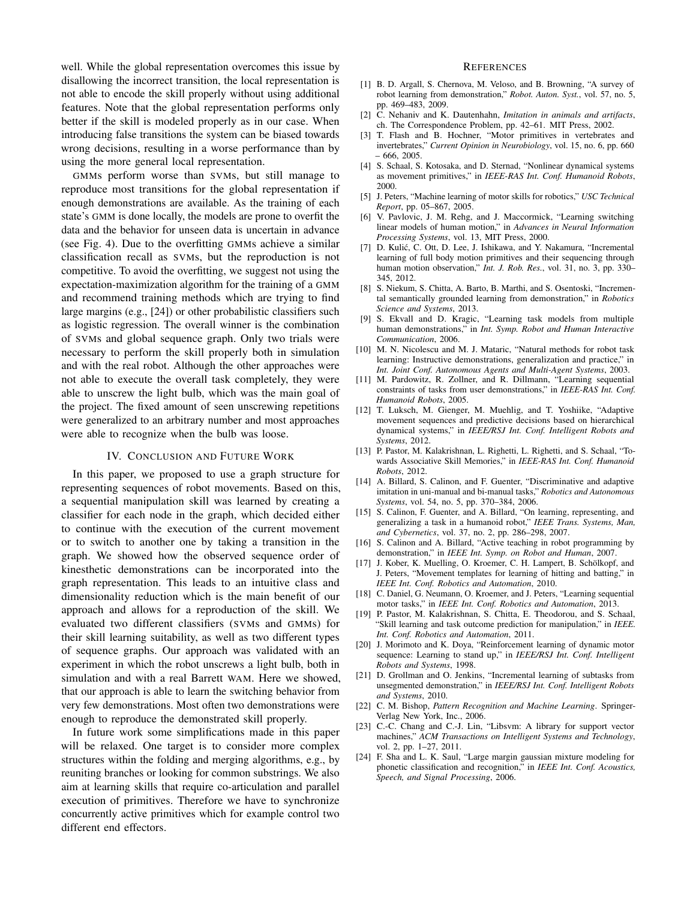well. While the global representation overcomes this issue by disallowing the incorrect transition, the local representation is not able to encode the skill properly without using additional features. Note that the global representation performs only better if the skill is modeled properly as in our case. When introducing false transitions the system can be biased towards wrong decisions, resulting in a worse performance than by using the more general local representation.

GMMs perform worse than SVMs, but still manage to reproduce most transitions for the global representation if enough demonstrations are available. As the training of each state's GMM is done locally, the models are prone to overfit the data and the behavior for unseen data is uncertain in advance (see Fig. 4). Due to the overfitting GMMs achieve a similar classification recall as SVMs, but the reproduction is not competitive. To avoid the overfitting, we suggest not using the expectation-maximization algorithm for the training of a GMM and recommend training methods which are trying to find large margins (e.g., [24]) or other probabilistic classifiers such as logistic regression. The overall winner is the combination of SVMs and global sequence graph. Only two trials were necessary to perform the skill properly both in simulation and with the real robot. Although the other approaches were not able to execute the overall task completely, they were able to unscrew the light bulb, which was the main goal of the project. The fixed amount of seen unscrewing repetitions were generalized to an arbitrary number and most approaches were able to recognize when the bulb was loose.

## IV. Conclusion and Future Work

In this paper, we proposed to use a graph structure for representing sequences of robot movements. Based on this, a sequential manipulation skill was learned by creating a classifier for each node in the graph, which decided either to continue with the execution of the current movement or to switch to another one by taking a transition in the graph. We showed how the observed sequence order of kinesthetic demonstrations can be incorporated into the graph representation. This leads to an intuitive class and dimensionality reduction which is the main benefit of our approach and allows for a reproduction of the skill. We evaluated two different classifiers (SVMs and GMMs) for their skill learning suitability, as well as two different types of sequence graphs. Our approach was validated with an experiment in which the robot unscrews a light bulb, both in simulation and with a real Barrett WAM. Here we showed, that our approach is able to learn the switching behavior from very few demonstrations. Most often two demonstrations were enough to reproduce the demonstrated skill properly.

In future work some simplifications made in this paper will be relaxed. One target is to consider more complex structures within the folding and merging algorithms, e.g., by reuniting branches or looking for common substrings. We also aim at learning skills that require co-articulation and parallel execution of primitives. Therefore we have to synchronize concurrently active primitives which for example control two different end effectors.

## References

[1] B. D. Argall, S. Chernova, M. Veloso, and B. Browning, "A survey of robot learning from demonstration," *Robot. Auton. Syst.*, vol. 57, no. 5, pp. 469–483, 2009.

[2] C. Nehaniv and K. Dautenhahn, *Imitation in animals and artifacts*, ch. The Correspondence Problem, pp. 42–61. MIT Press, 2002.

[3] T. Flash and B. Hochner, "Motor primitives in vertebrates and invertebrates," *Current Opinion in Neurobiology*, vol. 15, no. 6, pp. 660 – 666, 2005.

[4] S. Schaal, S. Kotosaka, and D. Sternad, "Nonlinear dynamical systems as movement primitives," in *IEEE-RAS Int. Conf. Humanoid Robots*, 2000.

[5] J. Peters, "Machine learning of motor skills for robotics," *USC Technical Report*, pp. 05–867, 2005.

[6] V. Pavlovic, J. M. Rehg, and J. Maccormick, "Learning switching linear models of human motion," in *Advances in Neural Information Processing Systems*, vol. 13, MIT Press, 2000.

[7] D. Kulić, C. Ott, D. Lee, J. Ishikawa, and Y. Nakamura, "Incremental learning of full body motion primitives and their sequencing through human motion observation," *Int. J. Rob. Res.*, vol. 31, no. 3, pp. 330–345, 2012.

[8] S. Niekum, S. Chitta, A. Barto, B. Marthi, and S. Osentoski, "Incremental semantically grounded learning from demonstration," in *Robotics Science and Systems*, 2013.

[9] S. Ekvall and D. Kragic, "Learning task models from multiple human demonstrations," in *Int. Symp. Robot and Human Interactive Communication*, 2006.

[10] M. N. Nicolescu and M. J. Mataric, "Natural methods for robot task learning: Instructive demonstrations, generalization and practice," in *Int. Joint Conf. Autonomous Agents and Multi-Agent Systems*, 2003.

[11] M. Pardowitz, R. Zollner, and R. Dillmann, "Learning sequential constraints of tasks from user demonstrations," in *IEEE-RAS Int. Conf. Humanoid Robots*, 2005.

[12] T. Luksch, M. Gienger, M. Muehlig, and T. Yoshiike, "Adaptive movement sequences and predictive decisions based on hierarchical dynamical systems," in *IEEE/RSJ Int. Conf. Intelligent Robots and Systems*, 2012.

[13] P. Pastor, M. Kalakrishnan, L. Righetti, L. Righetti, and S. Schaal, "Towards Associative Skill Memories," in *IEEE-RAS Int. Conf. Humanoid Robots*, 2012.

[14] A. Billard, S. Calinon, and F. Guenter, "Discriminative and adaptive imitation in uni-manual and bi-manual tasks," *Robotics and Autonomous Systems*, vol. 54, no. 5, pp. 370–384, 2006.

[15] S. Calinon, F. Guenter, and A. Billard, "On learning, representing, and generalizing a task in a humanoid robot," *IEEE Trans. Systems, Man, and Cybernetics*, vol. 37, no. 2, pp. 286–298, 2007.

[16] S. Calinon and A. Billard, "Active teaching in robot programming by demonstration," in *IEEE Int. Symp. on Robot and Human*, 2007.

[17] J. Kober, K. Muelling, O. Kroemer, C. H. Lampert, B. Schölkopf, and J. Peters, "Movement templates for learning of hitting and batting," in *IEEE Int. Conf. Robotics and Automation*, 2010.

[18] C. Daniel, G. Neumann, O. Kroemer, and J. Peters, "Learning sequential motor tasks," in *IEEE Int. Conf. Robotics and Automation*, 2013.

[19] P. Pastor, M. Kalakrishnan, S. Chitta, E. Theodorou, and S. Schaal, "Skill learning and task outcome prediction for manipulation," in *IEEE. Int. Conf. Robotics and Automation*, 2011.

[20] J. Morimoto and K. Doya, "Reinforcement learning of dynamic motor sequence: Learning to stand up," in *IEEE/RSJ Int. Conf. Intelligent Robots and Systems*, 1998.

[21] D. Grollman and O. Jenkins, "Incremental learning of subtasks from unsegmented demonstration," in *IEEE/RSJ Int. Conf. Intelligent Robots and Systems*, 2010.

[22] C. M. Bishop, *Pattern Recognition and Machine Learning*. Springer-Verlag New York, Inc., 2006.

[23] C.-C. Chang and C.-J. Lin, "Libsvm: A library for support vector machines," *ACM Transactions on Intelligent Systems and Technology*, vol. 2, pp. 1–27, 2011.

[24] F. Sha and L. K. Saul, "Large margin gaussian mixture modeling for phonetic classification and recognition," in *IEEE Int. Conf. Acoustics, Speech, and Signal Processing*, 2006.